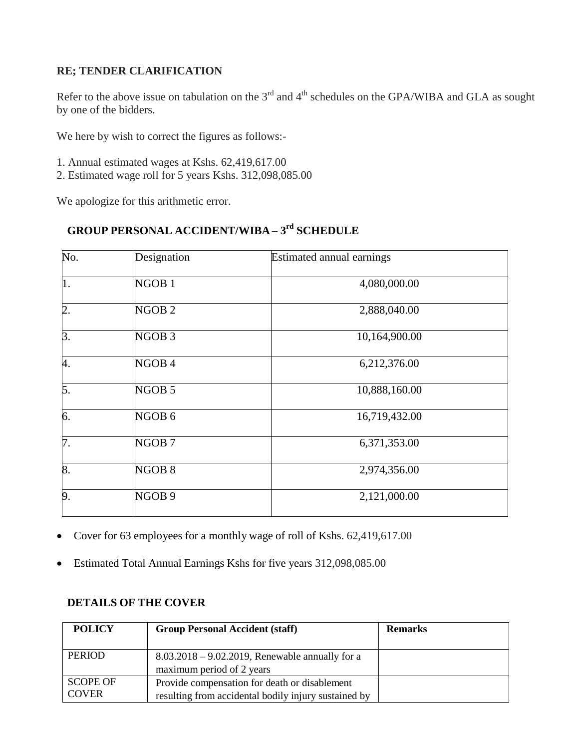**RE; TENDER CLARIFICATION**

Refer to the above issue on tabulation on the 3rd and 4th schedules on the GPA/WIBA and GLA as sought by one of the bidders.

We here by wish to correct the figures as follows:-

1. Annual estimated wages at Kshs. 62,419,617.00
2. Estimated wage roll for 5 years Kshs. 312,098,085.00

We apologize for this arithmetic error.

## GROUP PERSONAL ACCIDENT/WIBA – 3rd SCHEDULE

| No. | Designation | Estimated annual earnings |
|---|---|---|
| 1. | NGOB 1 | 4,080,000.00 |
| 2. | NGOB 2 | 2,888,040.00 |
| 3. | NGOB 3 | 10,164,900.00 |
| 4. | NGOB 4 | 6,212,376.00 |
| 5. | NGOB 5 | 10,888,160.00 |
| 6. | NGOB 6 | 16,719,432.00 |
| 7. | NGOB 7 | 6,371,353.00 |
| 8. | NGOB 8 | 2,974,356.00 |
| 9. | NGOB 9 | 2,121,000.00 |

- Cover for 63 employees for a monthly wage of roll of Kshs. 62,419,617.00
- Estimated Total Annual Earnings Kshs for five years 312,098,085.00

### DETAILS OF THE COVER

| POLICY | Group Personal Accident (staff) | Remarks |
|---|---|---|
| PERIOD | 8.03.2018 – 9.02.2019, Renewable annually for a maximum period of 2 years | |
| SCOPE OF COVER | Provide compensation for death or disablement resulting from accidental bodily injury sustained by | |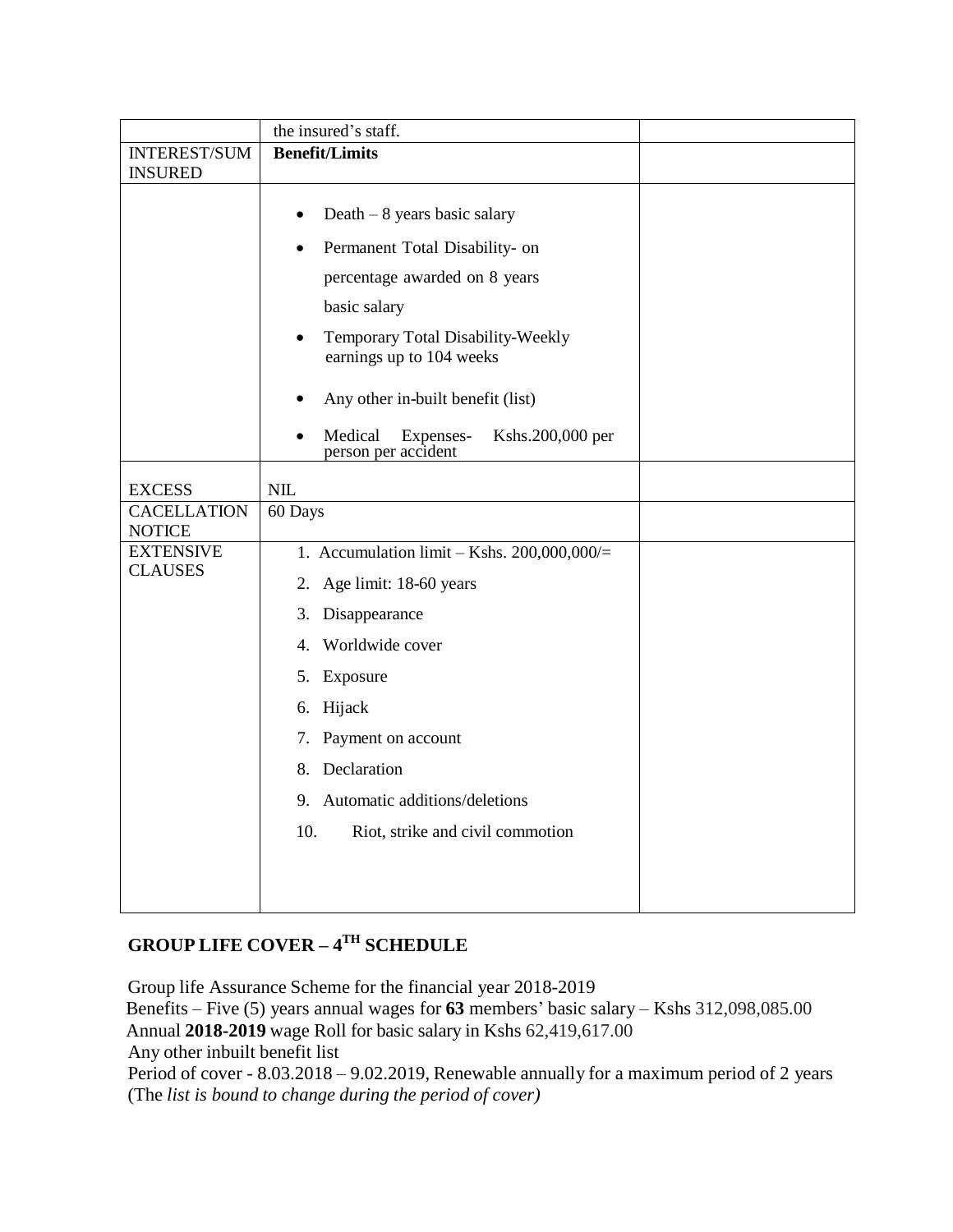| | | |
|---|---|---|
| | the insured's staff. | |
| INTEREST/SUM INSURED | **Benefit/Limits** | |
| | • Death – 8 years basic salary<br>• Permanent Total Disability- on percentage awarded on 8 years basic salary<br>• Temporary Total Disability-Weekly earnings up to 104 weeks<br>• Any other in-built benefit (list)<br>• Medical Expenses- Kshs.200,000 per person per accident | |
| EXCESS | NIL | |
| CACELLATION NOTICE | 60 Days | |
| EXTENSIVE CLAUSES | 1. Accumulation limit – Kshs. 200,000,000/=<br>2. Age limit: 18-60 years<br>3. Disappearance<br>4. Worldwide cover<br>5. Exposure<br>6. Hijack<br>7. Payment on account<br>8. Declaration<br>9. Automatic additions/deletions<br>10. Riot, strike and civil commotion | |

## GROUP LIFE COVER – 4TH SCHEDULE

Group life Assurance Scheme for the financial year 2018-2019
Benefits – Five (5) years annual wages for **63** members' basic salary – Kshs 312,098,085.00
Annual **2018-2019** wage Roll for basic salary in Kshs 62,419,617.00
Any other inbuilt benefit list
Period of cover - 8.03.2018 – 9.02.2019, Renewable annually for a maximum period of 2 years
(The *list is bound to change during the period of cover)*